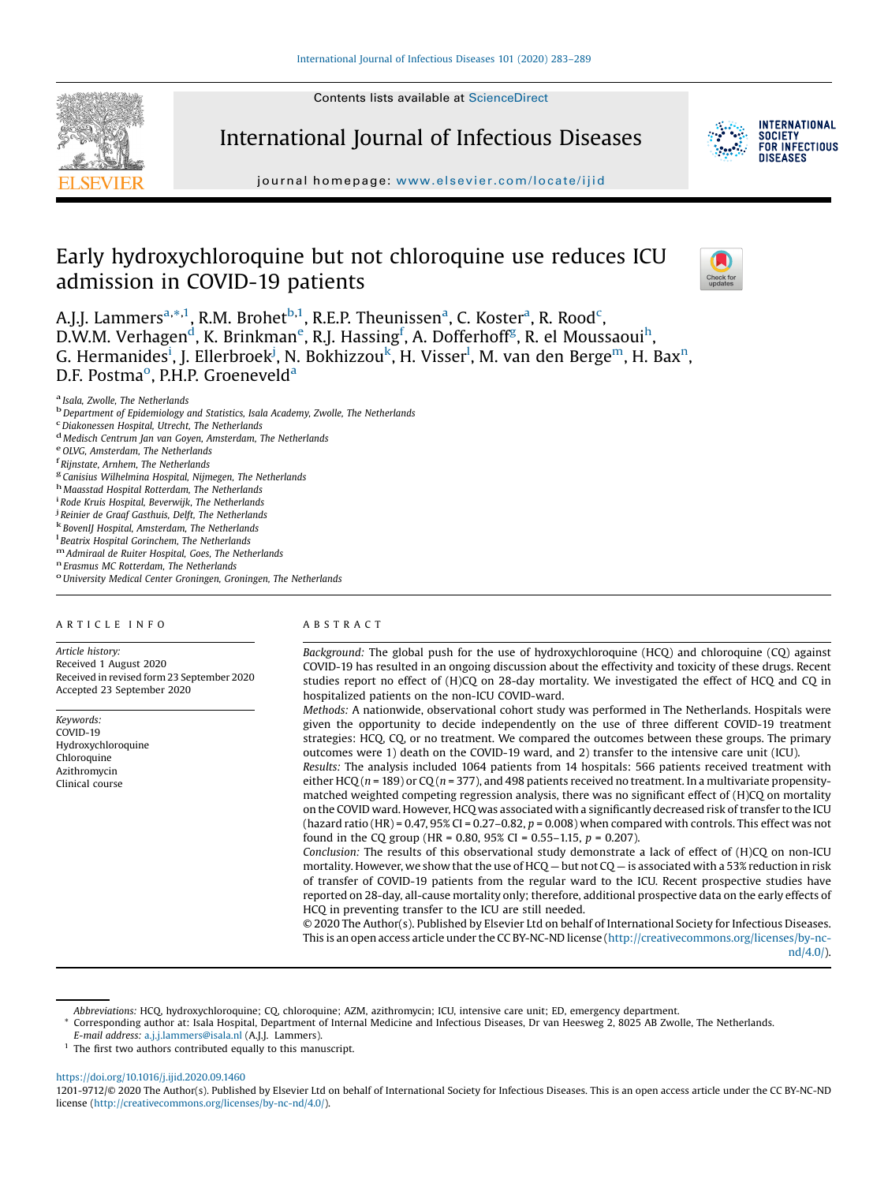Contents lists available at ScienceDirect

# International Journal of Infectious Diseases

journal homepage: www.elsevier.com/locate/ijid

# Early hydroxychloroquine but not chloroquine use reduces ICU admission in COVID-19 patients

A.J.J. Lammers[a,*,1], R.M. Brohet[b,1], R.E.P. Theunissen[a], C. Koster[a], R. Rood[c], D.W.M. Verhagen[d], K. Brinkman[e], R.J. Hassing[f], A. Dofferhoff[g], R. el Moussaoui[h], G. Hermanides[i], J. Ellerbroek[j], N. Bokhizzou[k], H. Visser[l], M. van den Berge[m], H. Bax[n], D.F. Postma[o], P.H.P. Groeneveld[a]

[a] Isala, Zwolle, The Netherlands
[b] Department of Epidemiology and Statistics, Isala Academy, Zwolle, The Netherlands
[c] Diakonessen Hospital, Utrecht, The Netherlands
[d] Medisch Centrum Jan van Goyen, Amsterdam, The Netherlands
[e] OLVG, Amsterdam, The Netherlands
[f] Rijnstate, Arnhem, The Netherlands
[g] Canisius Wilhelmina Hospital, Nijmegen, The Netherlands
[h] Maasstad Hospital Rotterdam, The Netherlands
[i] Rode Kruis Hospital, Beverwijk, The Netherlands
[j] Reinier de Graaf Gasthuis, Delft, The Netherlands
[k] BovenIJ Hospital, Amsterdam, The Netherlands
[l] Beatrix Hospital Gorinchem, The Netherlands
[m] Admiraal de Ruiter Hospital, Goes, The Netherlands
[n] Erasmus MC Rotterdam, The Netherlands
[o] University Medical Center Groningen, Groningen, The Netherlands

## ARTICLE INFO

*Article history:*
Received 1 August 2020
Received in revised form 23 September 2020
Accepted 23 September 2020

*Keywords:*
COVID-19
Hydroxychloroquine
Chloroquine
Azithromycin
Clinical course

## ABSTRACT

*Background:* The global push for the use of hydroxychloroquine (HCQ) and chloroquine (CQ) against COVID-19 has resulted in an ongoing discussion about the effectivity and toxicity of these drugs. Recent studies report no effect of (H)CQ on 28-day mortality. We investigated the effect of HCQ and CQ in hospitalized patients on the non-ICU COVID-ward.

*Methods:* A nationwide, observational cohort study was performed in The Netherlands. Hospitals were given the opportunity to decide independently on the use of three different COVID-19 treatment strategies: HCQ, CQ, or no treatment. We compared the outcomes between these groups. The primary outcomes were 1) death on the COVID-19 ward, and 2) transfer to the intensive care unit (ICU).

*Results:* The analysis included 1064 patients from 14 hospitals: 566 patients received treatment with either HCQ ($n = 189$) or CQ ($n = 377$), and 498 patients received no treatment. In a multivariate propensity-matched weighted competing regression analysis, there was no significant effect of (H)CQ on mortality on the COVID ward. However, HCQ was associated with a significantly decreased risk of transfer to the ICU (hazard ratio (HR) = 0.47, 95% CI = 0.27–0.82, $p = 0.008$) when compared with controls. This effect was not found in the CQ group (HR = 0.80, 95% CI = 0.55–1.15, $p = 0.207$).

*Conclusion:* The results of this observational study demonstrate a lack of effect of (H)CQ on non-ICU mortality. However, we show that the use of HCQ — but not CQ — is associated with a 53% reduction in risk of transfer of COVID-19 patients from the regular ward to the ICU. Recent prospective studies have reported on 28-day, all-cause mortality only; therefore, additional prospective data on the early effects of HCQ in preventing transfer to the ICU are still needed.

© 2020 The Author(s). Published by Elsevier Ltd on behalf of International Society for Infectious Diseases. This is an open access article under the CC BY-NC-ND license (http://creativecommons.org/licenses/by-nc-nd/4.0/).

---

*Abbreviations:* HCQ, hydroxychloroquine; CQ, chloroquine; AZM, azithromycin; ICU, intensive care unit; ED, emergency department.

\* Corresponding author at: Isala Hospital, Department of Internal Medicine and Infectious Diseases, Dr van Heesweg 2, 8025 AB Zwolle, The Netherlands.
*E-mail address:* a.j.j.lammers@isala.nl (A.J.J. Lammers).

[1] The first two authors contributed equally to this manuscript.

https://doi.org/10.1016/j.ijid.2020.09.1460
1201-9712/© 2020 The Author(s). Published by Elsevier Ltd on behalf of International Society for Infectious Diseases. This is an open access article under the CC BY-NC-ND license (http://creativecommons.org/licenses/by-nc-nd/4.0/).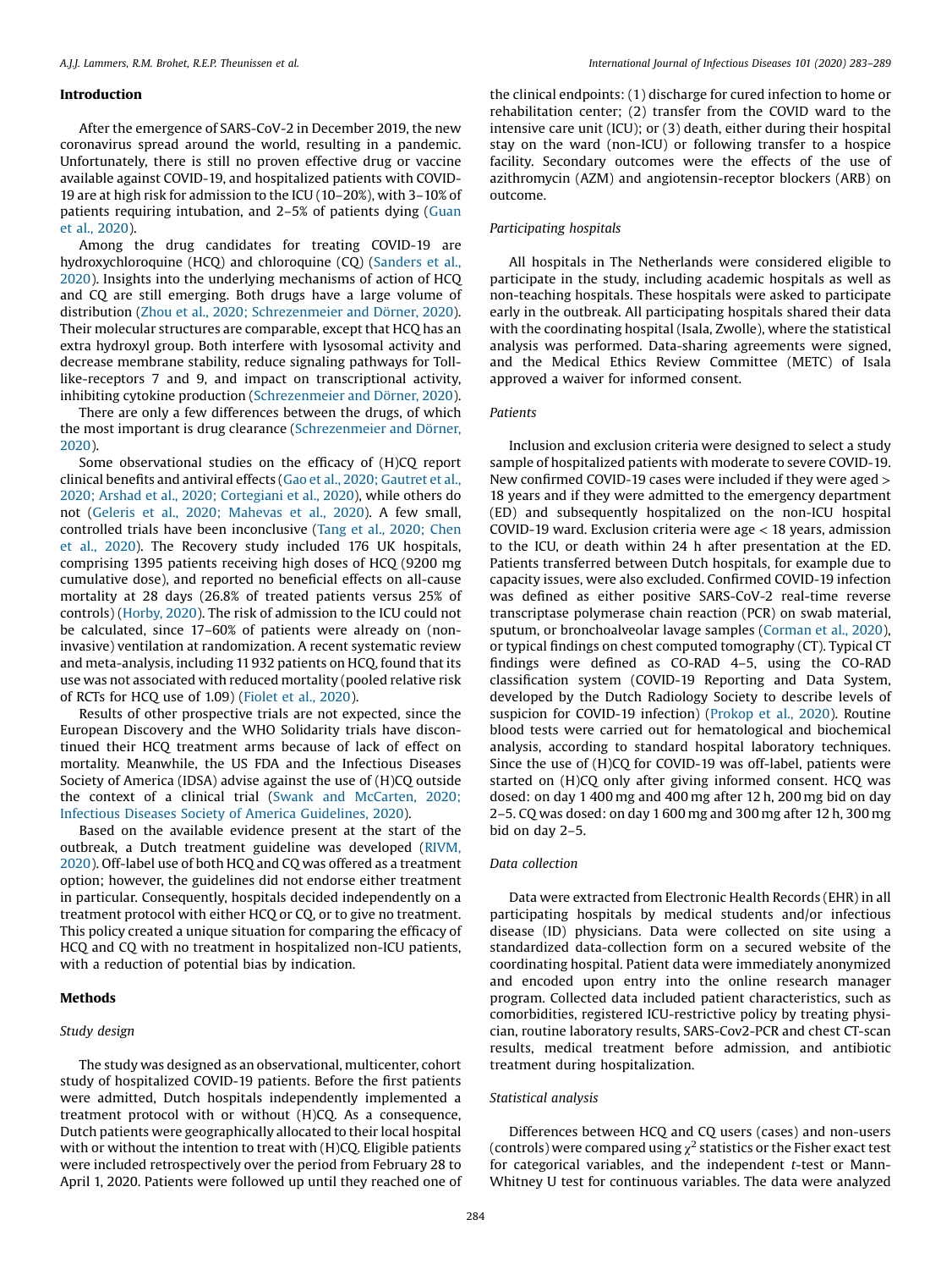## Introduction

After the emergence of SARS-CoV-2 in December 2019, the new coronavirus spread around the world, resulting in a pandemic. Unfortunately, there is still no proven effective drug or vaccine available against COVID-19, and hospitalized patients with COVID-19 are at high risk for admission to the ICU (10–20%), with 3–10% of patients requiring intubation, and 2–5% of patients dying (Guan et al., 2020).

Among the drug candidates for treating COVID-19 are hydroxychloroquine (HCQ) and chloroquine (CQ) (Sanders et al., 2020). Insights into the underlying mechanisms of action of HCQ and CQ are still emerging. Both drugs have a large volume of distribution (Zhou et al., 2020; Schrezenmeier and Dörner, 2020). Their molecular structures are comparable, except that HCQ has an extra hydroxyl group. Both interfere with lysosomal activity and decrease membrane stability, reduce signaling pathways for Toll-like-receptors 7 and 9, and impact on transcriptional activity, inhibiting cytokine production (Schrezenmeier and Dörner, 2020).

There are only a few differences between the drugs, of which the most important is drug clearance (Schrezenmeier and Dörner, 2020).

Some observational studies on the efficacy of (H)CQ report clinical benefits and antiviral effects (Gao et al., 2020; Gautret et al., 2020; Arshad et al., 2020; Cortegiani et al., 2020), while others do not (Geleris et al., 2020; Mahevas et al., 2020). A few small, controlled trials have been inconclusive (Tang et al., 2020; Chen et al., 2020). The Recovery study included 176 UK hospitals, comprising 1395 patients receiving high doses of HCQ (9200 mg cumulative dose), and reported no beneficial effects on all-cause mortality at 28 days (26.8% of treated patients versus 25% of controls) (Horby, 2020). The risk of admission to the ICU could not be calculated, since 17–60% of patients were already on (non-invasive) ventilation at randomization. A recent systematic review and meta-analysis, including 11 932 patients on HCQ, found that its use was not associated with reduced mortality (pooled relative risk of RCTs for HCQ use of 1.09) (Fiolet et al., 2020).

Results of other prospective trials are not expected, since the European Discovery and the WHO Solidarity trials have discontinued their HCQ treatment arms because of lack of effect on mortality. Meanwhile, the US FDA and the Infectious Diseases Society of America (IDSA) advise against the use of (H)CQ outside the context of a clinical trial (Swank and McCarten, 2020; Infectious Diseases Society of America Guidelines, 2020).

Based on the available evidence present at the start of the outbreak, a Dutch treatment guideline was developed (RIVM, 2020). Off-label use of both HCQ and CQ was offered as a treatment option; however, the guidelines did not endorse either treatment in particular. Consequently, hospitals decided independently on a treatment protocol with either HCQ or CQ, or to give no treatment. This policy created a unique situation for comparing the efficacy of HCQ and CQ with no treatment in hospitalized non-ICU patients, with a reduction of potential bias by indication.

## Methods

### *Study design*

The study was designed as an observational, multicenter, cohort study of hospitalized COVID-19 patients. Before the first patients were admitted, Dutch hospitals independently implemented a treatment protocol with or without (H)CQ. As a consequence, Dutch patients were geographically allocated to their local hospital with or without the intention to treat with (H)CQ. Eligible patients were included retrospectively over the period from February 28 to April 1, 2020. Patients were followed up until they reached one of the clinical endpoints: (1) discharge for cured infection to home or rehabilitation center; (2) transfer from the COVID ward to the intensive care unit (ICU); or (3) death, either during their hospital stay on the ward (non-ICU) or following transfer to a hospice facility. Secondary outcomes were the effects of the use of azithromycin (AZM) and angiotensin-receptor blockers (ARB) on outcome.

### *Participating hospitals*

All hospitals in The Netherlands were considered eligible to participate in the study, including academic hospitals as well as non-teaching hospitals. These hospitals were asked to participate early in the outbreak. All participating hospitals shared their data with the coordinating hospital (Isala, Zwolle), where the statistical analysis was performed. Data-sharing agreements were signed, and the Medical Ethics Review Committee (METC) of Isala approved a waiver for informed consent.

### *Patients*

Inclusion and exclusion criteria were designed to select a study sample of hospitalized patients with moderate to severe COVID-19. New confirmed COVID-19 cases were included if they were aged > 18 years and if they were admitted to the emergency department (ED) and subsequently hospitalized on the non-ICU hospital COVID-19 ward. Exclusion criteria were age < 18 years, admission to the ICU, or death within 24 h after presentation at the ED. Patients transferred between Dutch hospitals, for example due to capacity issues, were also excluded. Confirmed COVID-19 infection was defined as either positive SARS-CoV-2 real-time reverse transcriptase polymerase chain reaction (PCR) on swab material, sputum, or bronchoalveolar lavage samples (Corman et al., 2020), or typical findings on chest computed tomography (CT). Typical CT findings were defined as CO-RAD 4–5, using the CO-RAD classification system (COVID-19 Reporting and Data System, developed by the Dutch Radiology Society to describe levels of suspicion for COVID-19 infection) (Prokop et al., 2020). Routine blood tests were carried out for hematological and biochemical analysis, according to standard hospital laboratory techniques. Since the use of (H)CQ for COVID-19 was off-label, patients were started on (H)CQ only after giving informed consent. HCQ was dosed: on day 1 400 mg and 400 mg after 12 h, 200 mg bid on day 2–5. CQ was dosed: on day 1 600 mg and 300 mg after 12 h, 300 mg bid on day 2–5.

### *Data collection*

Data were extracted from Electronic Health Records (EHR) in all participating hospitals by medical students and/or infectious disease (ID) physicians. Data were collected on site using a standardized data-collection form on a secured website of the coordinating hospital. Patient data were immediately anonymized and encoded upon entry into the online research manager program. Collected data included patient characteristics, such as comorbidities, registered ICU-restrictive policy by treating physician, routine laboratory results, SARS-Cov2-PCR and chest CT-scan results, medical treatment before admission, and antibiotic treatment during hospitalization.

### *Statistical analysis*

Differences between HCQ and CQ users (cases) and non-users (controls) were compared using $\chi^2$ statistics or the Fisher exact test for categorical variables, and the independent *t*-test or Mann-Whitney U test for continuous variables. The data were analyzed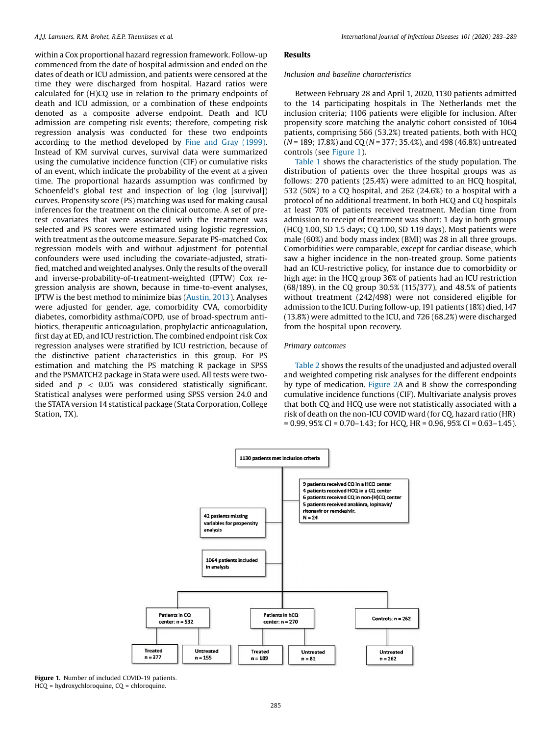within a Cox proportional hazard regression framework. Follow-up commenced from the date of hospital admission and ended on the dates of death or ICU admission, and patients were censored at the time they were discharged from hospital. Hazard ratios were calculated for (H)CQ use in relation to the primary endpoints of death and ICU admission, or a combination of these endpoints denoted as a composite adverse endpoint. Death and ICU admission are competing risk events; therefore, competing risk regression analysis was conducted for these two endpoints according to the method developed by Fine and Gray (1999). Instead of KM survival curves, survival data were summarized using the cumulative incidence function (CIF) or cumulative risks of an event, which indicate the probability of the event at a given time. The proportional hazards assumption was confirmed by Schoenfeld's global test and inspection of log (log [survival]) curves. Propensity score (PS) matching was used for making causal inferences for the treatment on the clinical outcome. A set of pre-test covariates that were associated with the treatment was selected and PS scores were estimated using logistic regression, with treatment as the outcome measure. Separate PS-matched Cox regression models with and without adjustment for potential confounders were used including the covariate-adjusted, stratified, matched and weighted analyses. Only the results of the overall and inverse-probability-of-treatment-weighted (IPTW) Cox regression analysis are shown, because in time-to-event analyses, IPTW is the best method to minimize bias (Austin, 2013). Analyses were adjusted for gender, age, comorbidity CVA, comorbidity diabetes, comorbidity asthma/COPD, use of broad-spectrum antibiotics, therapeutic anticoagulation, prophylactic anticoagulation, first day at ED, and ICU restriction. The combined endpoint risk Cox regression analyses were stratified by ICU restriction, because of the distinctive patient characteristics in this group. For PS estimation and matching the PS matching R package in SPSS and the PSMATCH2 package in Stata were used. All tests were two-sided and $p < 0.05$ was considered statistically significant. Statistical analyses were performed using SPSS version 24.0 and the STATA version 14 statistical package (Stata Corporation, College Station, TX).

## Results

### *Inclusion and baseline characteristics*

Between February 28 and April 1, 2020, 1130 patients admitted to the 14 participating hospitals in The Netherlands met the inclusion criteria; 1106 patients were eligible for inclusion. After propensity score matching the analytic cohort consisted of 1064 patients, comprising 566 (53.2%) treated patients, both with HCQ ($N = 189$; 17.8%) and CQ ($N = 377$; 35.4%), and 498 (46.8%) untreated controls (see Figure 1).

Table 1 shows the characteristics of the study population. The distribution of patients over the three hospital groups was as follows: 270 patients (25.4%) were admitted to an HCQ hospital, 532 (50%) to a CQ hospital, and 262 (24.6%) to a hospital with a protocol of no additional treatment. In both HCQ and CQ hospitals at least 70% of patients received treatment. Median time from admission to receipt of treatment was short: 1 day in both groups (HCQ 1.00, SD 1.5 days; CQ 1.00, SD 1.19 days). Most patients were male (60%) and body mass index (BMI) was 28 in all three groups. Comorbidities were comparable, except for cardiac disease, which saw a higher incidence in the non-treated group. Some patients had an ICU-restrictive policy, for instance due to comorbidity or high age: in the HCQ group 36% of patients had an ICU restriction (68/189), in the CQ group 30.5% (115/377), and 48.5% of patients without treatment (242/498) were not considered eligible for admission to the ICU. During follow-up, 191 patients (18%) died, 147 (13.8%) were admitted to the ICU, and 726 (68.2%) were discharged from the hospital upon recovery.

### *Primary outcomes*

Table 2 shows the results of the unadjusted and adjusted overall and weighted competing risk analyses for the different endpoints by type of medication. Figure 2A and B show the corresponding cumulative incidence functions (CIF). Multivariate analysis proves that both CQ and HCQ use were not statistically associated with a risk of death on the non-ICU COVID ward (for CQ, hazard ratio (HR) = 0.99, 95% CI = 0.70–1.43; for HCQ, HR = 0.96, 95% CI = 0.63–1.45).

1130 patients met inclusion criteria

9 patients received CQ in a HCQ center
4 patients received HCQ in a CQ center
6 patients received CQ in non-(H)CQ center
5 patients received anakinra, lopinavir/ritonavir or remdesivir.
N = 24

42 patients missing variables for propensity analysis

1064 patients included in analysis

Patients in CQ center: n = 532 — Treated n = 377; Untreated n = 155
Patients in hCQ center: n = 270 — Treated n = 189; Untreated n = 81
Controls: n = 262 — Untreated n = 262

**Figure 1.** Number of included COVID-19 patients.
HCQ = hydroxychloroquine, CQ = chloroquine.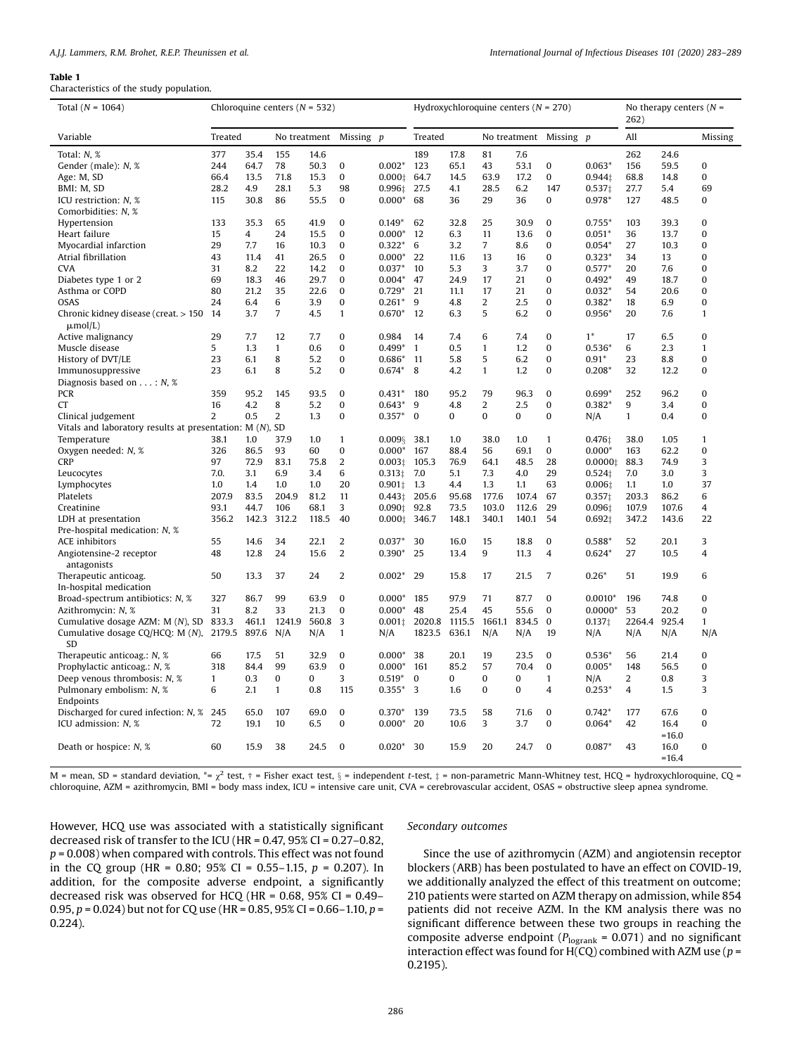**Table 1**
Characteristics of the study population.

| Total (N = 1064) | Chloroquine centers (N = 532) | | | | | | Hydroxychloroquine centers (N = 270) | | | | | | No therapy centers (N = 262) | | |
|---|---|---|---|---|---|---|---|---|---|---|---|---|---|---|---|
| Variable | Treated | | No treatment | | Missing | p | Treated | | No treatment | | Missing | p | All | | Missing |
| Total: N, % | 377 | 35.4 | 155 | 14.6 | | | 189 | 17.8 | 81 | 7.6 | | | 262 | 24.6 | |
| Gender (male): N, % | 244 | 64.7 | 78 | 50.3 | 0 | 0.002* | 123 | 65.1 | 43 | 53.1 | 0 | 0.063* | 156 | 59.5 | 0 |
| Age: M, SD | 66.4 | 13.5 | 71.8 | 15.3 | 0 | 0.000‡ | 64.7 | 14.5 | 63.9 | 17.2 | 0 | 0.944‡ | 68.8 | 14.8 | 0 |
| BMI: M, SD | 28.2 | 4.9 | 28.1 | 5.3 | 98 | 0.996‡ | 27.5 | 4.1 | 28.5 | 6.2 | 147 | 0.537‡ | 27.7 | 5.4 | 69 |
| ICU restriction: N, % | 115 | 30.8 | 86 | 55.5 | 0 | 0.000* | 68 | 36 | 29 | 36 | 0 | 0.978* | 127 | 48.5 | 0 |
| Comorbidities: N, % | | | | | | | | | | | | | | | |
| Hypertension | 133 | 35.3 | 65 | 41.9 | 0 | 0.149* | 62 | 32.8 | 25 | 30.9 | 0 | 0.755* | 103 | 39.3 | 0 |
| Heart failure | 15 | 4 | 24 | 15.5 | 0 | 0.000* | 12 | 6.3 | 11 | 13.6 | 0 | 0.051* | 36 | 13.7 | 0 |
| Myocardial infarction | 29 | 7.7 | 16 | 10.3 | 0 | 0.322* | 6 | 3.2 | 7 | 8.6 | 0 | 0.054* | 27 | 10.3 | 0 |
| Atrial fibrillation | 43 | 11.4 | 41 | 26.5 | 0 | 0.000* | 22 | 11.6 | 13 | 16 | 0 | 0.323* | 34 | 13 | 0 |
| CVA | 31 | 8.2 | 22 | 14.2 | 0 | 0.037* | 10 | 5.3 | 3 | 3.7 | 0 | 0.577* | 20 | 7.6 | 0 |
| Diabetes type 1 or 2 | 69 | 18.3 | 46 | 29.7 | 0 | 0.004* | 47 | 24.9 | 17 | 21 | 0 | 0.492* | 49 | 18.7 | 0 |
| Asthma or COPD | 80 | 21.2 | 35 | 22.6 | 0 | 0.729* | 21 | 11.1 | 17 | 21 | 0 | 0.032* | 54 | 20.6 | 0 |
| OSAS | 24 | 6.4 | 6 | 3.9 | 0 | 0.261* | 9 | 4.8 | 2 | 2.5 | 0 | 0.382* | 18 | 6.9 | 0 |
| Chronic kidney disease (creat. > 150 μmol/L) | 14 | 3.7 | 7 | 4.5 | 1 | 0.670* | 12 | 6.3 | 5 | 6.2 | 0 | 0.956* | 20 | 7.6 | 1 |
| Active malignancy | 29 | 7.7 | 12 | 7.7 | 0 | 0.984 | 14 | 7.4 | 6 | 7.4 | 0 | 1* | 17 | 6.5 | 0 |
| Muscle disease | 5 | 1.3 | 1 | 0.6 | 0 | 0.499* | 1 | 0.5 | 1 | 1.2 | 0 | 0.536* | 6 | 2.3 | 1 |
| History of DVT/LE | 23 | 6.1 | 8 | 5.2 | 0 | 0.686* | 11 | 5.8 | 5 | 6.2 | 0 | 0.91* | 23 | 8.8 | 0 |
| Immunosuppressive | 23 | 6.1 | 8 | 5.2 | 0 | 0.674* | 8 | 4.2 | 1 | 1.2 | 0 | 0.208* | 32 | 12.2 | 0 |
| Diagnosis based on . . . : N, % | | | | | | | | | | | | | | | |
| PCR | 359 | 95.2 | 145 | 93.5 | 0 | 0.431* | 180 | 95.2 | 79 | 96.3 | 0 | 0.699* | 252 | 96.2 | 0 |
| CT | 16 | 4.2 | 8 | 5.2 | 0 | 0.643* | 9 | 4.8 | 2 | 2.5 | 0 | 0.382* | 9 | 3.4 | 0 |
| Clinical judgement | 2 | 0.5 | 2 | 1.3 | 0 | 0.357* | 0 | 0 | 0 | 0 | 0 | N/A | 1 | 0.4 | 0 |
| Vitals and laboratory results at presentation: M (N), SD | | | | | | | | | | | | | | | |
| Temperature | 38.1 | 1.0 | 37.9 | 1.0 | 1 | 0.009§ | 38.1 | 1.0 | 38.0 | 1.0 | 1 | 0.476‡ | 38.0 | 1.05 | 1 |
| Oxygen needed: N, % | 326 | 86.5 | 93 | 60 | 0 | 0.000* | 167 | 88.4 | 56 | 69.1 | 0 | 0.000* | 163 | 62.2 | 0 |
| CRP | 97 | 72.9 | 83.1 | 75.8 | 2 | 0.003‡ | 105.3 | 76.9 | 64.1 | 48.5 | 28 | 0.0000‡ | 88.3 | 74.9 | 3 |
| Leucocytes | 7.0. | 3.1 | 6.9 | 3.4 | 6 | 0.313‡ | 7.0 | 5.1 | 7.3 | 4.0 | 29 | 0.524‡ | 7.0 | 3.0 | 3 |
| Lymphocytes | 1.0 | 1.4 | 1.0 | 1.0 | 20 | 0.901‡ | 1.3 | 4.4 | 1.3 | 1.1 | 63 | 0.006‡ | 1.1 | 1.0 | 37 |
| Platelets | 207.9 | 83.5 | 204.9 | 81.2 | 11 | 0.443‡ | 205.6 | 95.68 | 177.6 | 107.4 | 67 | 0.357‡ | 203.3 | 86.2 | 6 |
| Creatinine | 93.1 | 44.7 | 106 | 68.1 | 3 | 0.090‡ | 92.8 | 73.5 | 103.0 | 112.6 | 29 | 0.096‡ | 107.9 | 107.6 | 4 |
| LDH at presentation | 356.2 | 142.3 | 312.2 | 118.5 | 40 | 0.000‡ | 346.7 | 148.1 | 340.1 | 140.1 | 54 | 0.692‡ | 347.2 | 143.6 | 22 |
| Pre-hospital medication: N, % | | | | | | | | | | | | | | | |
| ACE inhibitors | 55 | 14.6 | 34 | 22.1 | 2 | 0.037* | 30 | 16.0 | 15 | 18.8 | 0 | 0.588* | 52 | 20.1 | 3 |
| Angiotensine-2 receptor antagonists | 48 | 12.8 | 24 | 15.6 | 2 | 0.390* | 25 | 13.4 | 9 | 11.3 | 4 | 0.624* | 27 | 10.5 | 4 |
| Therapeutic anticoag. | 50 | 13.3 | 37 | 24 | 2 | 0.002* | 29 | 15.8 | 17 | 21.5 | 7 | 0.26* | 51 | 19.9 | 6 |
| In-hospital medication | | | | | | | | | | | | | | | |
| Broad-spectrum antibiotics: N, % | 327 | 86.7 | 99 | 63.9 | 0 | 0.000* | 185 | 97.9 | 71 | 87.7 | 0 | 0.0010* | 196 | 74.8 | 0 |
| Azithromycin: N, % | 31 | 8.2 | 33 | 21.3 | 0 | 0.000* | 48 | 25.4 | 45 | 55.6 | 0 | 0.0000* | 53 | 20.2 | 0 |
| Cumulative dosage AZM: M (N), SD | 833.3 | 461.1 | 1241.9 | 560.8 | 3 | 0.001‡ | 2020.8 | 1115.5 | 1661.1 | 834.5 | 0 | 0.137‡ | 2264.4 | 925.4 | 1 |
| Cumulative dosage CQ/HCQ: M (N), SD | 2179.5 | 897.6 | N/A | N/A | 1 | N/A | 1823.5 | 636.1 | N/A | N/A | 19 | N/A | N/A | N/A | N/A |
| Therapeutic anticoag.: N, % | 66 | 17.5 | 51 | 32.9 | 0 | 0.000* | 38 | 20.1 | 19 | 23.5 | 0 | 0.536* | 56 | 21.4 | 0 |
| Prophylactic anticoag.: N, % | 318 | 84.4 | 99 | 63.9 | 0 | 0.000* | 161 | 85.2 | 57 | 70.4 | 0 | 0.005* | 148 | 56.5 | 0 |
| Deep venous thrombosis: N, % | 1 | 0.3 | 0 | 0 | 3 | 0.519* | 0 | 0 | 0 | 0 | 1 | N/A | 2 | 0.8 | 3 |
| Pulmonary embolism: N, % | 6 | 2.1 | 1 | 0.8 | 115 | 0.355* | 3 | 1.6 | 0 | 0 | 4 | 0.253* | 4 | 1.5 | 3 |
| Endpoints | | | | | | | | | | | | | | | |
| Discharged for cured infection: N, % | 245 | 65.0 | 107 | 69.0 | 0 | 0.370* | 139 | 73.5 | 58 | 71.6 | 0 | 0.742* | 177 | 67.6 | 0 |
| ICU admission: N, % | 72 | 19.1 | 10 | 6.5 | 0 | 0.000* | 20 | 10.6 | 3 | 3.7 | 0 | 0.064* | 42 | 16.4 =16.0 | 0 |
| Death or hospice: N, % | 60 | 15.9 | 38 | 24.5 | 0 | 0.020* | 30 | 15.9 | 20 | 24.7 | 0 | 0.087* | 43 | 16.0 =16.4 | 0 |

M = mean, SD = standard deviation, *= $\chi^2$ test, † = Fisher exact test, § = independent t-test, ‡ = non-parametric Mann-Whitney test, HCQ = hydroxychloroquine, CQ = chloroquine, AZM = azithromycin, BMI = body mass index, ICU = intensive care unit, CVA = cerebrovascular accident, OSAS = obstructive sleep apnea syndrome.

However, HCQ use was associated with a statistically significant decreased risk of transfer to the ICU (HR = 0.47, 95% CI = 0.27–0.82, $p = 0.008$) when compared with controls. This effect was not found in the CQ group (HR = 0.80; 95% CI = 0.55–1.15, $p = 0.207$). In addition, for the composite adverse endpoint, a significantly decreased risk was observed for HCQ (HR = 0.68, 95% CI = 0.49–0.95, $p = 0.024$) but not for CQ use (HR = 0.85, 95% CI = 0.66–1.10, $p = 0.224$).

### Secondary outcomes

Since the use of azithromycin (AZM) and angiotensin receptor blockers (ARB) has been postulated to have an effect on COVID-19, we additionally analyzed the effect of this treatment on outcome; 210 patients were started on AZM therapy on admission, while 854 patients did not receive AZM. In the KM analysis there was no significant difference between these two groups in reaching the composite adverse endpoint ($P_{logrank} = 0.071$) and no significant interaction effect was found for H(CQ) combined with AZM use ($p = 0.2195$).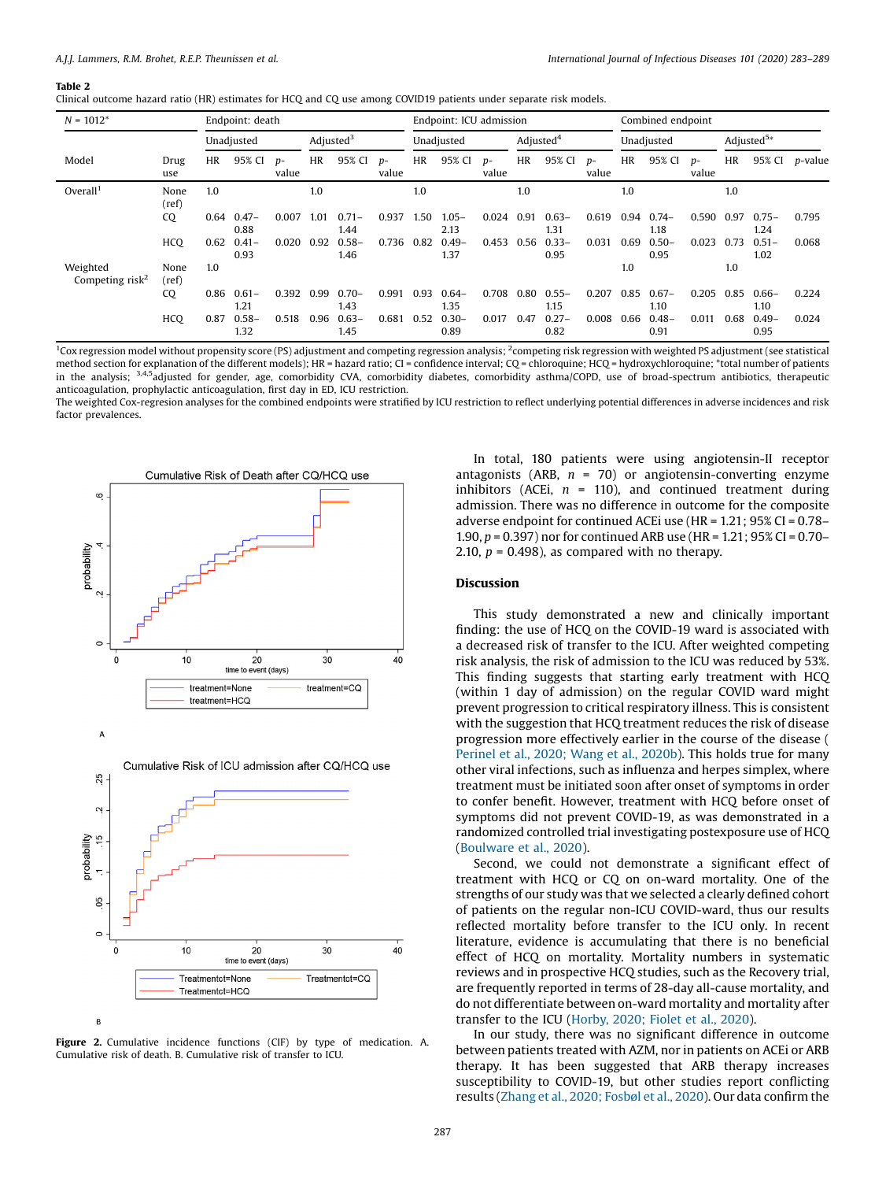**Table 2**
Clinical outcome hazard ratio (HR) estimates for HCQ and CQ use among COVID19 patients under separate risk models.

| N = 1012* | | Endpoint: death | | | | | | Endpoint: ICU admission | | | | | | Combined endpoint | | | | | |
|---|---|---|---|---|---|---|---|---|---|---|---|---|---|---|---|---|---|---|---|
| | | Unadjusted | | | Adjusted[3] | | | Unadjusted | | | Adjusted[4] | | | Unadjusted | | | Adjusted[5]* | | |
| Model | Drug use | HR | 95% CI | p-value | HR | 95% CI | p-value | HR | 95% CI | p-value | HR | 95% CI | p-value | HR | 95% CI | p-value | HR | 95% CI | p-value |
| Overall[1] | None (ref) | 1.0 | | | 1.0 | | | 1.0 | | | 1.0 | | | 1.0 | | | 1.0 | | |
| | CQ | 0.64 | 0.47–0.88 | 0.007 | 1.01 | 0.71–1.44 | 0.937 | 1.50 | 1.05–2.13 | 0.024 | 0.91 | 0.63–1.31 | 0.619 | 0.94 | 0.74–1.18 | 0.590 | 0.97 | 0.75–1.24 | 0.795 |
| | HCQ | 0.62 | 0.41–0.93 | 0.020 | 0.92 | 0.58–1.46 | 0.736 | 0.82 | 0.49–1.37 | 0.453 | 0.56 | 0.33–0.95 | 0.031 | 0.69 | 0.50–0.95 | 0.023 | 0.73 | 0.51–1.02 | 0.068 |
| Weighted Competing risk[2] | None (ref) | 1.0 | | | | | | | | | | | | 1.0 | | | 1.0 | | |
| | CQ | 0.86 | 0.61–1.21 | 0.392 | 0.99 | 0.70–1.43 | 0.991 | 0.93 | 0.64–1.35 | 0.708 | 0.80 | 0.55–1.15 | 0.207 | 0.85 | 0.67–1.10 | 0.205 | 0.85 | 0.66–1.10 | 0.224 |
| | HCQ | 0.87 | 0.58–1.32 | 0.518 | 0.96 | 0.63–1.45 | 0.681 | 0.52 | 0.30–0.89 | 0.017 | 0.47 | 0.27–0.82 | 0.008 | 0.66 | 0.48–0.91 | 0.011 | 0.68 | 0.49–0.95 | 0.024 |

[1]Cox regression model without propensity score (PS) adjustment and competing regression analysis; [2]competing risk regression with weighted PS adjustment (see statistical method section for explanation of the different models); HR = hazard ratio; CI = confidence interval; CQ = chloroquine; HCQ = hydroxychloroquine; *total number of patients in the analysis; [3,4,5]adjusted for gender, age, comorbidity CVA, comorbidity diabetes, comorbidity asthma/COPD, use of broad-spectrum antibiotics, therapeutic anticoagulation, prophylactic anticoagulation, first day in ED, ICU restriction.
The weighted Cox-regresion analyses for the combined endpoints were stratified by ICU restriction to reflect underlying potential differences in adverse incidences and risk factor prevalences.

**Figure 2.** Cumulative incidence functions (CIF) by type of medication. A. Cumulative risk of death. B. Cumulative risk of transfer to ICU.

In total, 180 patients were using angiotensin-II receptor antagonists (ARB, n = 70) or angiotensin-converting enzyme inhibitors (ACEi, n = 110), and continued treatment during admission. There was no difference in outcome for the composite adverse endpoint for continued ACEi use (HR = 1.21; 95% CI = 0.78–1.90, p = 0.397) nor for continued ARB use (HR = 1.21; 95% CI = 0.70–2.10, p = 0.498), as compared with no therapy.

## Discussion

This study demonstrated a new and clinically important finding: the use of HCQ on the COVID-19 ward is associated with a decreased risk of transfer to the ICU. After weighted competing risk analysis, the risk of admission to the ICU was reduced by 53%. This finding suggests that starting early treatment with HCQ (within 1 day of admission) on the regular COVID ward might prevent progression to critical respiratory illness. This is consistent with the suggestion that HCQ treatment reduces the risk of disease progression more effectively earlier in the course of the disease (Perinel et al., 2020; Wang et al., 2020b). This holds true for many other viral infections, such as influenza and herpes simplex, where treatment must be initiated soon after onset of symptoms in order to confer benefit. However, treatment with HCQ before onset of symptoms did not prevent COVID-19, as was demonstrated in a randomized controlled trial investigating postexposure use of HCQ (Boulware et al., 2020).

Second, we could not demonstrate a significant effect of treatment with HCQ or CQ on on-ward mortality. One of the strengths of our study was that we selected a clearly defined cohort of patients on the regular non-ICU COVID-ward, thus our results reflected mortality before transfer to the ICU only. In recent literature, evidence is accumulating that there is no beneficial effect of HCQ on mortality. Mortality numbers in systematic reviews and in prospective HCQ studies, such as the Recovery trial, are frequently reported in terms of 28-day all-cause mortality, and do not differentiate between on-ward mortality and mortality after transfer to the ICU (Horby, 2020; Fiolet et al., 2020).

In our study, there was no significant difference in outcome between patients treated with AZM, nor in patients on ACEi or ARB therapy. It has been suggested that ARB therapy increases susceptibility to COVID-19, but other studies report conflicting results (Zhang et al., 2020; Fosbøl et al., 2020). Our data confirm the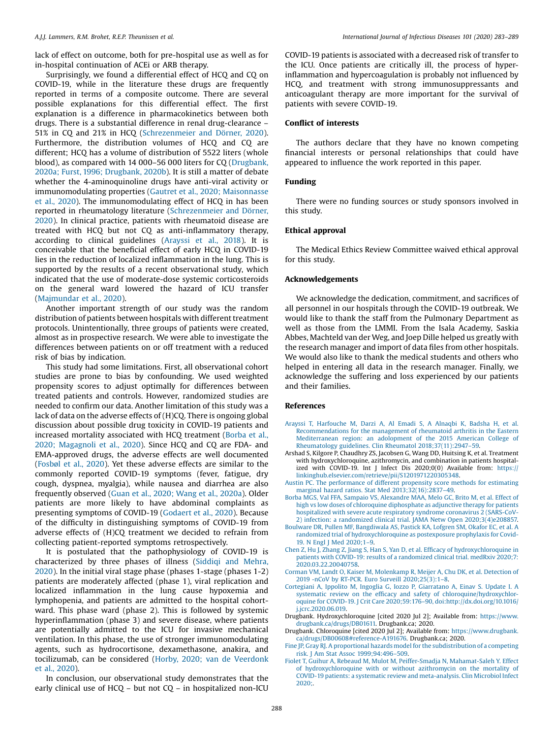lack of effect on outcome, both for pre-hospital use as well as for in-hospital continuation of ACEi or ARB therapy.

Surprisingly, we found a differential effect of HCQ and CQ on COVID-19, while in the literature these drugs are frequently reported in terms of a composite outcome. There are several possible explanations for this differential effect. The first explanation is a difference in pharmacokinetics between both drugs. There is a substantial difference in renal drug-clearance – 51% in CQ and 21% in HCQ (Schrezenmeier and Dörner, 2020). Furthermore, the distribution volumes of HCQ and CQ are different; HCQ has a volume of distribution of 5522 liters (whole blood), as compared with 14 000–56 000 liters for CQ (Drugbank, 2020a; Furst, 1996; Drugbank, 2020b). It is still a matter of debate whether the 4-aminoquinoline drugs have anti-viral activity or immunomodulating properties (Gautret et al., 2020; Maisonnasse et al., 2020). The immunomodulating effect of HCQ in has been reported in rheumatology literature (Schrezenmeier and Dörner, 2020). In clinical practice, patients with rheumatoid disease are treated with HCQ but not CQ as anti-inflammatory therapy, according to clinical guidelines (Arayssi et al., 2018). It is conceivable that the beneficial effect of early HCQ in COVID-19 lies in the reduction of localized inflammation in the lung. This is supported by the results of a recent observational study, which indicated that the use of moderate-dose systemic corticosteroids on the general ward lowered the hazard of ICU transfer (Majmundar et al., 2020).

Another important strength of our study was the random distribution of patients between hospitals with different treatment protocols. Unintentionally, three groups of patients were created, almost as in prospective research. We were able to investigate the differences between patients on or off treatment with a reduced risk of bias by indication.

This study had some limitations. First, all observational cohort studies are prone to bias by confounding. We used weighted propensity scores to adjust optimally for differences between treated patients and controls. However, randomized studies are needed to confirm our data. Another limitation of this study was a lack of data on the adverse effects of (H)CQ. There is ongoing global discussion about possible drug toxicity in COVID-19 patients and increased mortality associated with HCQ treatment (Borba et al., 2020; Magagnoli et al., 2020). Since HCQ and CQ are FDA- and EMA-approved drugs, the adverse effects are well documented (Fosbøl et al., 2020). Yet these adverse effects are similar to the commonly reported COVID-19 symptoms (fever, fatigue, dry cough, dyspnea, myalgia), while nausea and diarrhea are also frequently observed (Guan et al., 2020; Wang et al., 2020a). Older patients are more likely to have abdominal complaints as presenting symptoms of COVID-19 (Godaert et al., 2020). Because of the difficulty in distinguishing symptoms of COVID-19 from adverse effects of (H)CQ treatment we decided to refrain from collecting patient-reported symptoms retrospectively.

It is postulated that the pathophysiology of COVID-19 is characterized by three phases of illness (Siddiqi and Mehra, 2020). In the initial viral stage phase (phases 1-stage (phases 1-2) patients are moderately affected (phase 1), viral replication and localized inflammation in the lung cause hypoxemia and lymphopenia, and patients are admitted to the hospital cohort-ward. This phase ward (phase 2). This is followed by systemic hyperinflammation (phase 3) and severe disease, where patients are potentially admitted to the ICU for invasive mechanical ventilation. In this phase, the use of stronger immunomodulating agents, such as hydrocortisone, dexamethasone, anakira, and tocilizumab, can be considered (Horby, 2020; van de Veerdonk et al., 2020).

In conclusion, our observational study demonstrates that the early clinical use of HCQ – but not CQ – in hospitalized non-ICU COVID-19 patients is associated with a decreased risk of transfer to the ICU. Once patients are critically ill, the process of hyper-inflammation and hypercoagulation is probably not influenced by HCQ, and treatment with strong immunosuppressants and anticoagulant therapy are more important for the survival of patients with severe COVID-19.

## Conflict of interests

The authors declare that they have no known competing financial interests or personal relationships that could have appeared to influence the work reported in this paper.

## Funding

There were no funding sources or study sponsors involved in this study.

## Ethical approval

The Medical Ethics Review Committee waived ethical approval for this study.

## Acknowledgements

We acknowledge the dedication, commitment, and sacrifices of all personnel in our hospitals through the COVID-19 outbreak. We would like to thank the staff from the Pulmonary Department as well as those from the LMMI. From the Isala Academy, Saskia Abbes, Machteld van der Weg, and Joep Dille helped us greatly with the research manager and import of data files from other hospitals. We would also like to thank the medical students and others who helped in entering all data in the research manager. Finally, we acknowledge the suffering and loss experienced by our patients and their families.

## References

Arayssi T, Harfouche M, Darzi A, Al Emadi S, A Alnaqbi K, Badsha H, et al. Recommendations for the management of rheumatoid arthritis in the Eastern Mediterranean region: an adolopment of the 2015 American College of Rheumatology guidelines. Clin Rheumatol 2018;37(11):2947–59.

Arshad S, Kilgore P, Chaudhry ZS, Jacobsen G, Wang DD, Huitsing K, et al. Treatment with hydroxychloroquine, azithromycin, and combination in patients hospitalized with COVID-19. Int J Infect Dis 2020;0(0) Available from: https://linkinghub.elsevier.com/retrieve/pii/S1201971220305348.

Austin PC. The performance of different propensity score methods for estimating marginal hazard ratios. Stat Med 2013;32(16):2837–49.

Borba MGS, Val FFA, Sampaio VS, Alexandre MAA, Melo GC, Brito M, et al. Effect of high vs low doses of chloroquine diphosphate as adjunctive therapy for patients hospitalized with severe acute respiratory syndrome coronavirus 2 (SARS-CoV-2) infection: a randomized clinical trial. JAMA Netw Open 2020;3(4)e208857.

Boulware DR, Pullen MF, Bangdiwala AS, Pastick KA, Lofgren SM, Okafor EC, et al. A randomized trial of hydroxychloroquine as postexposure prophylaxis for Covid-19. N Engl J Med 2020;1–9.

Chen Z, Hu J, Zhang Z, Jiang S, Han S, Yan D, et al. Efficacy of hydroxychloroquine in patients with COVID-19: results of a randomized clinical trial. medRxiv 2020;7: 2020.03.22.20040758.

Corman VM, Landt O, Kaiser M, Molenkamp R, Meijer A, Chu DK, et al. Detection of 2019 -nCoV by RT-PCR. Euro Surveill 2020;25(3):1–8.

Cortegiani A, Ippolito M, Ingoglia G, Iozzo P, Giarratano A, Einav S. Update I. A systematic review on the efficacy and safety of chloroquine/hydroxychloroquine for COVID-19. J Crit Care 2020;59:176–90, doi:http://dx.doi.org/10.1016/j.jcrc.2020.06.019.

Drugbank. Hydroxychloroquine [cited 2020 Jul 2]; Available from: https://www.drugbank.ca/drugs/DB01611. Drugbank.ca; 2020.

Drugbank. Chloroquine [cited 2020 Jul 2]; Available from: https://www.drugbank.ca/drugs/DB00608#reference-A191676. Drugbank.ca; 2020.

Fine JP, Gray RJ. A proportional hazards model for the subdistribution of a competing risk. J Am Stat Assoc 1999;94:496–509.

Fiolet T, Guihur A, Rebeaud M, Mulot M, Peiffer-Smadja N, Mahamat-Saleh Y. Effect of hydroxychloroquine with or without azithromycin on the mortality of COVID-19 patients: a systematic review and meta-analysis. Clin Microbiol Infect 2020;.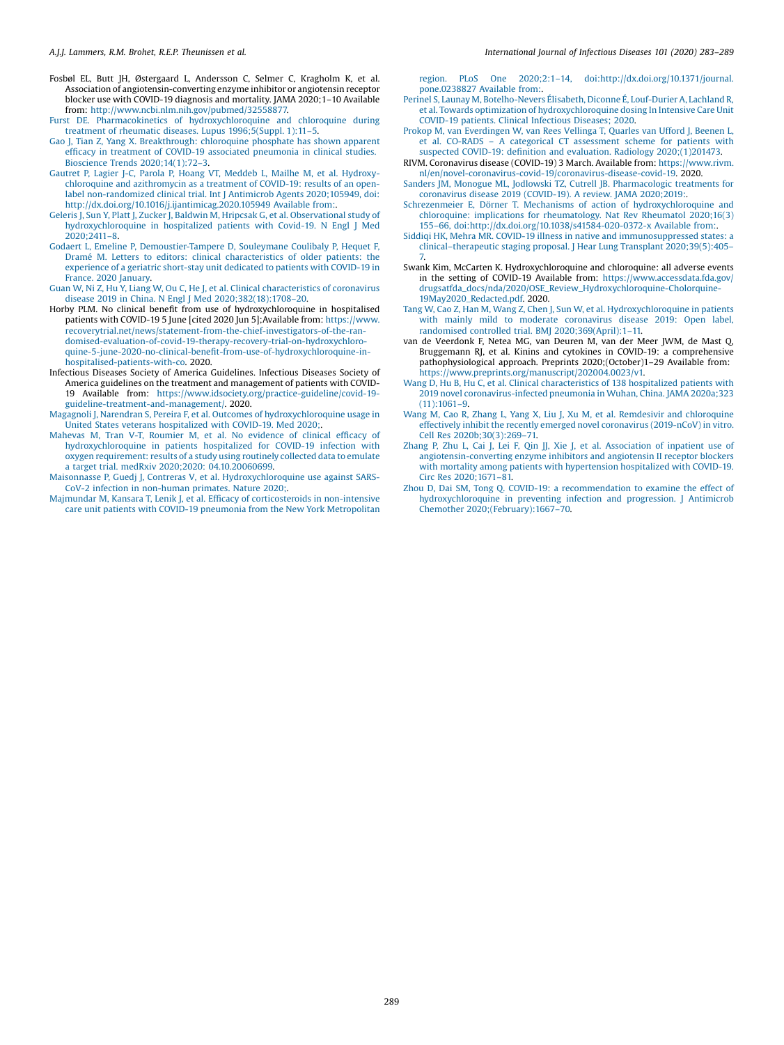Fosbøl EL, Butt JH, Østergaard L, Andersson C, Selmer C, Kragholm K, et al. Association of angiotensin-converting enzyme inhibitor or angiotensin receptor blocker use with COVID-19 diagnosis and mortality. JAMA 2020;1–10 Available from: http://www.ncbi.nlm.nih.gov/pubmed/32558877.

Furst DE. Pharmacokinetics of hydroxychloroquine and chloroquine during treatment of rheumatic diseases. Lupus 1996;5(Suppl. 1):11–5.

Gao J, Tian Z, Yang X. Breakthrough: chloroquine phosphate has shown apparent efficacy in treatment of COVID-19 associated pneumonia in clinical studies. Bioscience Trends 2020;14(1):72–3.

Gautret P, Lagier J-C, Parola P, Hoang VT, Meddeb L, Mailhe M, et al. Hydroxychloroquine and azithromycin as a treatment of COVID-19: results of an open-label non-randomized clinical trial. Int J Antimicrob Agents 2020;105949, doi: http://dx.doi.org/10.1016/j.ijantimicag.2020.105949 Available from:.

Geleris J, Sun Y, Platt J, Zucker J, Baldwin M, Hripcsak G, et al. Observational study of hydroxychloroquine in hospitalized patients with Covid-19. N Engl J Med 2020;2411–8.

Godaert L, Emeline P, Demoustier-Tampere D, Souleymane Coulibaly P, Hequet F, Dramé M. Letters to editors: clinical characteristics of older patients: the experience of a geriatric short-stay unit dedicated to patients with COVID-19 in France. 2020 January.

Guan W, Ni Z, Hu Y, Liang W, Ou C, He J, et al. Clinical characteristics of coronavirus disease 2019 in China. N Engl J Med 2020;382(18):1708–20.

Horby PLM. No clinical benefit from use of hydroxychloroquine in hospitalised patients with COVID-19 5 June [cited 2020 Jun 5];Available from: https://www.recoverytrial.net/news/statement-from-the-chief-investigators-of-the-randomised-evaluation-of-covid-19-therapy-recovery-trial-on-hydroxychloroquine-5-june-2020-no-clinical-benefit-from-use-of-hydroxychloroquine-in-hospitalised-patients-with-co. 2020.

Infectious Diseases Society of America Guidelines. Infectious Diseases Society of America guidelines on the treatment and management of patients with COVID-19 Available from: https://www.idsociety.org/practice-guideline/covid-19-guideline-treatment-and-management/. 2020.

Magagnoli J, Narendran S, Pereira F, et al. Outcomes of hydroxychloroquine usage in United States veterans hospitalized with COVID-19. Med 2020;.

Mahevas M, Tran V-T, Roumier M, et al. No evidence of clinical efficacy of hydroxychloroquine in patients hospitalized for COVID-19 infection with oxygen requirement: results of a study using routinely collected data to emulate a target trial. medRxiv 2020;2020: 04.10.20060699.

Maisonnasse P, Guedj J, Contreras V, et al. Hydroxychloroquine use against SARS-CoV-2 infection in non-human primates. Nature 2020;.

Majmundar M, Kansara T, Lenik J, et al. Efficacy of corticosteroids in non-intensive care unit patients with COVID-19 pneumonia from the New York Metropolitan region. PLoS One 2020;2:1–14, doi:http://dx.doi.org/10.1371/journal.pone.0238827 Available from:.

Perinel S, Launay M, Botelho-Nevers Élisabeth, Diconne É, Louf-Durier A, Lachland R, et al. Towards optimization of hydroxychloroquine dosing In Intensive Care Unit COVID-19 patients. Clinical Infectious Diseases; 2020.

Prokop M, van Everdingen W, van Rees Vellinga T, Quarles van Ufford J, Beenen L, et al. CO-RADS – A categorical CT assessment scheme for patients with suspected COVID-19: definition and evaluation. Radiology 2020;(1)201473.

RIVM. Coronavirus disease (COVID-19) 3 March. Available from: https://www.rivm.nl/en/novel-coronavirus-covid-19/coronavirus-disease-covid-19. 2020.

Sanders JM, Monogue ML, Jodlowski TZ, Cutrell JB. Pharmacologic treatments for coronavirus disease 2019 (COVID-19). A review. JAMA 2020;2019:.

Schrezenmeier E, Dörner T. Mechanisms of action of hydroxychloroquine and chloroquine: implications for rheumatology. Nat Rev Rheumatol 2020;16(3) 155–66, doi:http://dx.doi.org/10.1038/s41584-020-0372-x Available from:.

Siddiqi HK, Mehra MR. COVID-19 illness in native and immunosuppressed states: a clinical–therapeutic staging proposal. J Hear Lung Transplant 2020;39(5):405–7.

Swank Kim, McCarten K. Hydroxychloroquine and chloroquine: all adverse events in the setting of COVID-19 Available from: https://www.accessdata.fda.gov/drugsatfda_docs/nda/2020/OSE_Review_Hydroxychloroquine-Cholorquine-19May2020_Redacted.pdf. 2020.

Tang W, Cao Z, Han M, Wang Z, Chen J, Sun W, et al. Hydroxychloroquine in patients with mainly mild to moderate coronavirus disease 2019: Open label, randomised controlled trial. BMJ 2020;369(April):1–11.

van de Veerdonk F, Netea MG, van Deuren M, van der Meer JWM, de Mast Q, Bruggemann RJ, et al. Kinins and cytokines in COVID-19: a comprehensive pathophysiological approach. Preprints 2020;(October)1–29 Available from: https://www.preprints.org/manuscript/202004.0023/v1.

Wang D, Hu B, Hu C, et al. Clinical characteristics of 138 hospitalized patients with 2019 novel coronavirus-infected pneumonia in Wuhan, China. JAMA 2020a;323 (11):1061–9.

Wang M, Cao R, Zhang L, Yang X, Liu J, Xu M, et al. Remdesivir and chloroquine effectively inhibit the recently emerged novel coronavirus (2019-nCoV) in vitro. Cell Res 2020b;30(3):269–71.

Zhang P, Zhu L, Cai J, Lei F, Qin JJ, Xie J, et al. Association of inpatient use of angiotensin-converting enzyme inhibitors and angiotensin II receptor blockers with mortality among patients with hypertension hospitalized with COVID-19. Circ Res 2020;1671–81.

Zhou D, Dai SM, Tong Q. COVID-19: a recommendation to examine the effect of hydroxychloroquine in preventing infection and progression. J Antimicrob Chemother 2020;(February):1667–70.